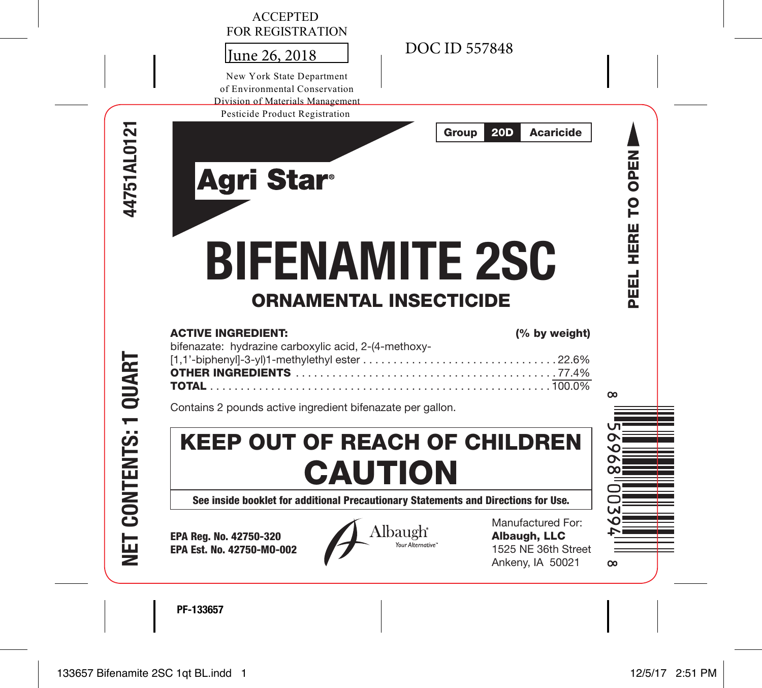ACCEPTED
FOR REGISTRATION

June 26, 2018

New York State Department
of Environmental Conservation
Division of Materials Management
Pesticide Product Registration

DOC ID 557848

44751AL0121

| Group | 20D | Acaricide |
|---|---|---|

PEEL HERE TO OPEN

**Agri Star®**

# BIFENAMITE 2SC

## ORNAMENTAL INSECTICIDE

| **ACTIVE INGREDIENT:** | **(% by weight)** |
|---|---|
| bifenazate: hydrazine carboxylic acid, 2-(4-methoxy-[1,1'-biphenyl]-3-yl)1-methylethyl ester | 22.6% |
| **OTHER INGREDIENTS** | 77.4% |
| **TOTAL** | 100.0% |

Contains 2 pounds active ingredient bifenazate per gallon.

**NET CONTENTS: 1 QUART**

## KEEP OUT OF REACH OF CHILDREN
## CAUTION

**See inside booklet for additional Precautionary Statements and Directions for Use.**

**EPA Reg. No. 42750-320**
**EPA Est. No. 42750-MO-002**

Albaugh® Your Alternative™

Manufactured For:
**Albaugh, LLC**
1525 NE 36th Street
Ankeny, IA 50021

8 56968 00394 8

PF-133657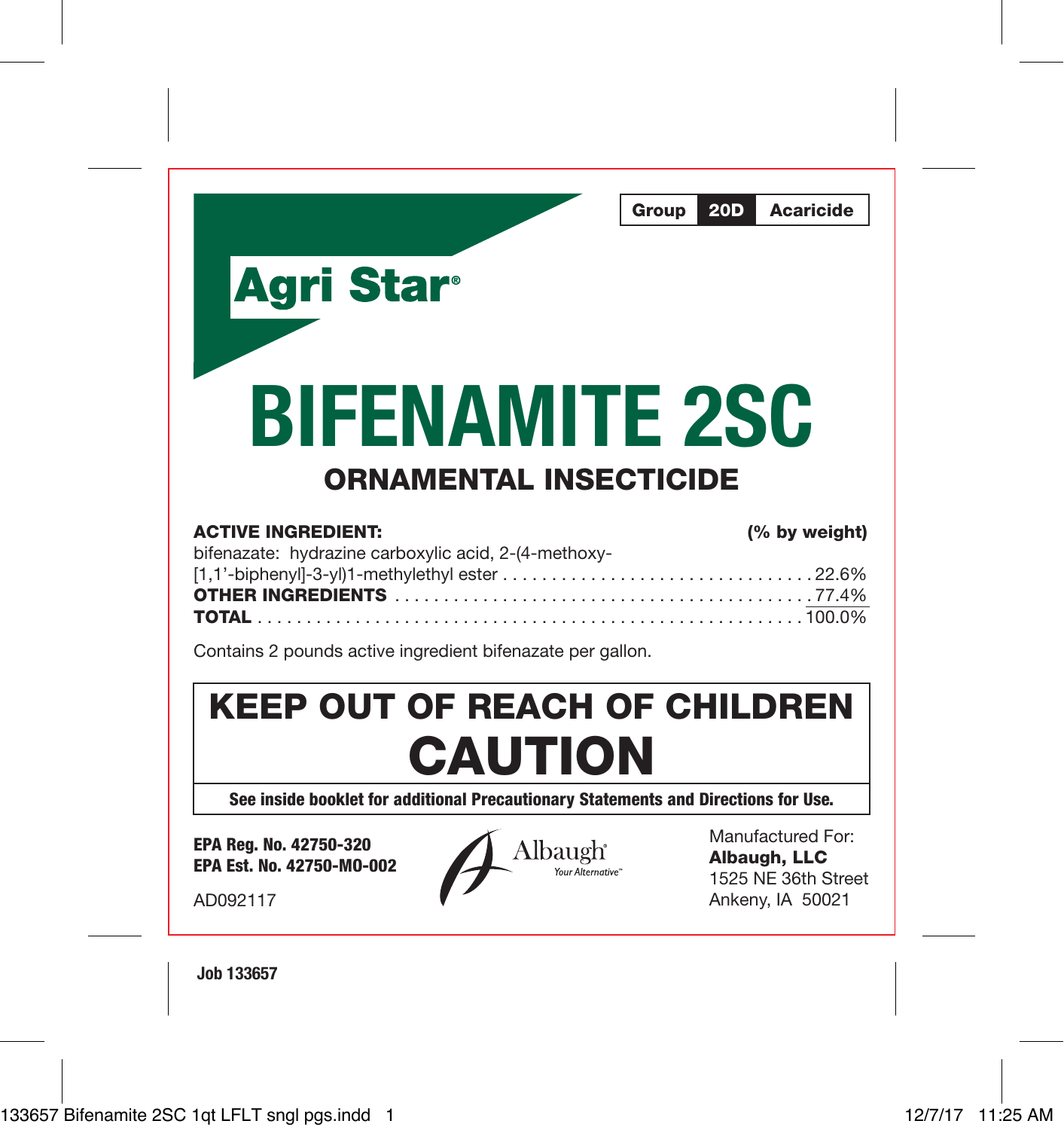| Group | 20D | Acaricide |
| --- | --- | --- |

**Agri Star®**

# BIFENAMITE 2SC

## ORNAMENTAL INSECTICIDE

| **ACTIVE INGREDIENT:** | **(% by weight)** |
| --- | --- |
| bifenazate: hydrazine carboxylic acid, 2-(4-methoxy-[1,1'-biphenyl]-3-yl)1-methylethyl ester | 22.6% |
| **OTHER INGREDIENTS** | 77.4% |
| **TOTAL** | 100.0% |

Contains 2 pounds active ingredient bifenazate per gallon.

**KEEP OUT OF REACH OF CHILDREN**

# CAUTION

**See inside booklet for additional Precautionary Statements and Directions for Use.**

**EPA Reg. No. 42750-320**
**EPA Est. No. 42750-MO-002**

AD092117

Albaugh® Your Alternative™

Manufactured For:
**Albaugh, LLC**
1525 NE 36th Street
Ankeny, IA 50021

Job 133657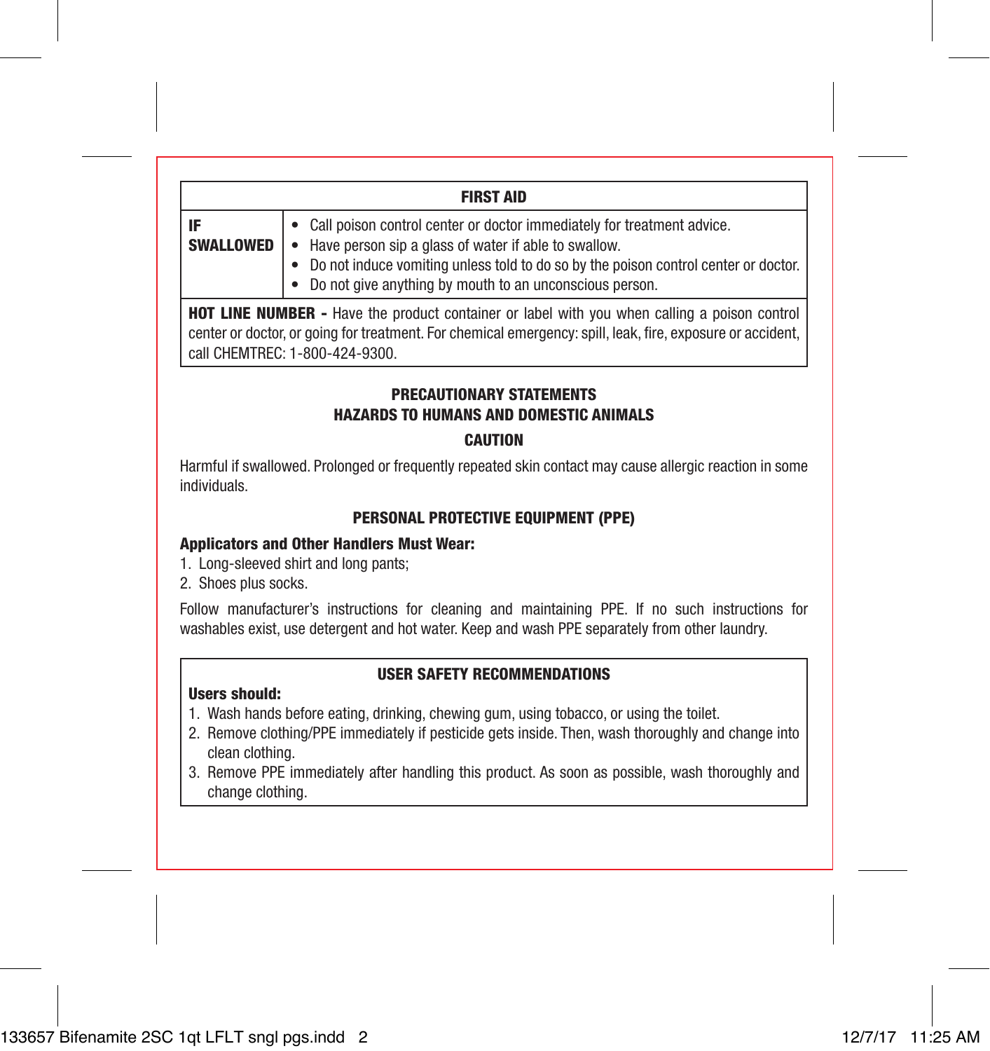| FIRST AID | |
|---|---|
| **IF SWALLOWED** | • Call poison control center or doctor immediately for treatment advice.<br>• Have person sip a glass of water if able to swallow.<br>• Do not induce vomiting unless told to do so by the poison control center or doctor.<br>• Do not give anything by mouth to an unconscious person. |
| **HOT LINE NUMBER -** Have the product container or label with you when calling a poison control center or doctor, or going for treatment. For chemical emergency: spill, leak, fire, exposure or accident, call CHEMTREC: 1-800-424-9300. | |

## PRECAUTIONARY STATEMENTS

## HAZARDS TO HUMANS AND DOMESTIC ANIMALS

### CAUTION

Harmful if swallowed. Prolonged or frequently repeated skin contact may cause allergic reaction in some individuals.

### PERSONAL PROTECTIVE EQUIPMENT (PPE)

**Applicators and Other Handlers Must Wear:**

1. Long-sleeved shirt and long pants;
2. Shoes plus socks.

Follow manufacturer's instructions for cleaning and maintaining PPE. If no such instructions for washables exist, use detergent and hot water. Keep and wash PPE separately from other laundry.

### USER SAFETY RECOMMENDATIONS

**Users should:**

1. Wash hands before eating, drinking, chewing gum, using tobacco, or using the toilet.
2. Remove clothing/PPE immediately if pesticide gets inside. Then, wash thoroughly and change into clean clothing.
3. Remove PPE immediately after handling this product. As soon as possible, wash thoroughly and change clothing.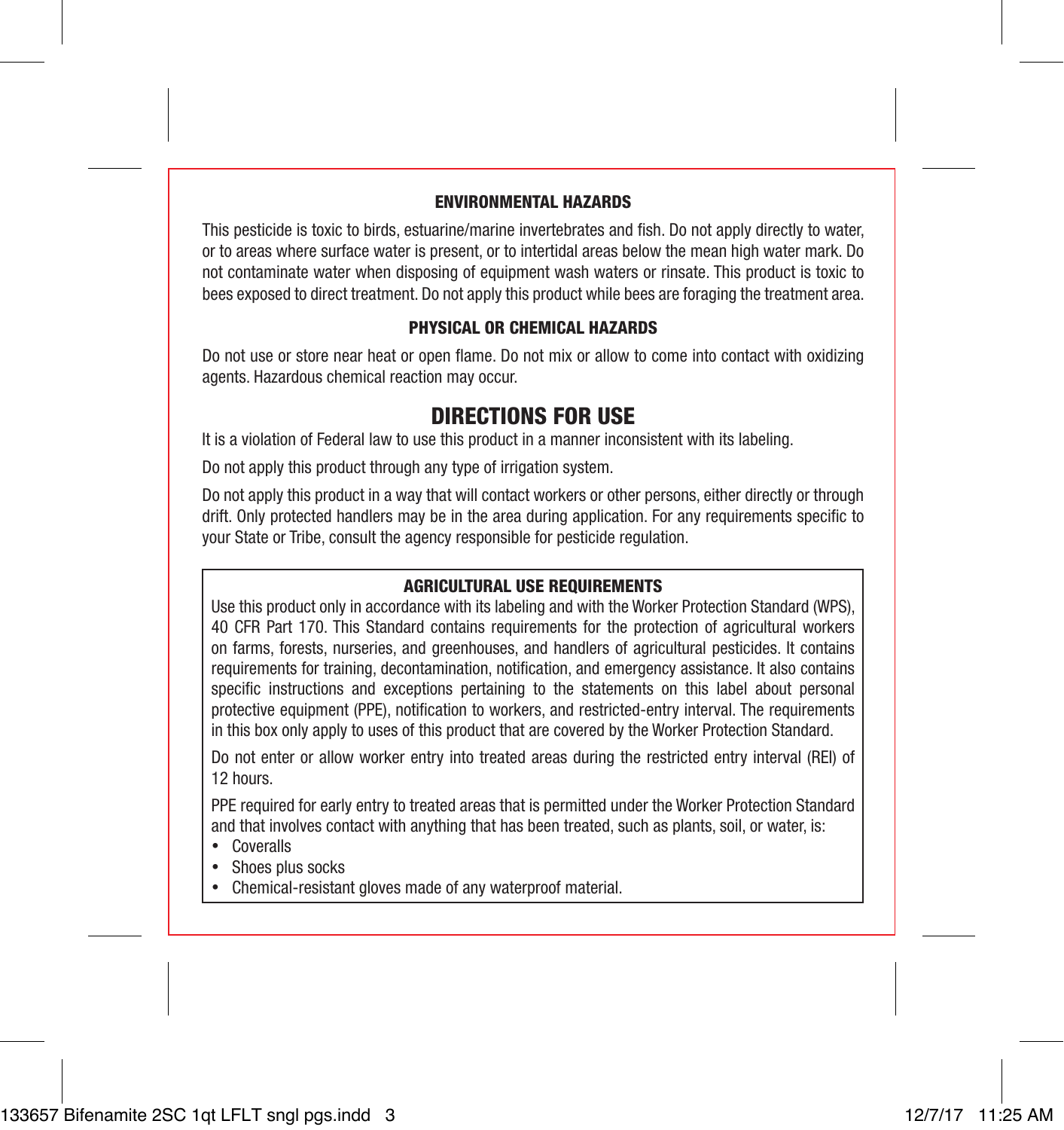### ENVIRONMENTAL HAZARDS

This pesticide is toxic to birds, estuarine/marine invertebrates and fish. Do not apply directly to water, or to areas where surface water is present, or to intertidal areas below the mean high water mark. Do not contaminate water when disposing of equipment wash waters or rinsate. This product is toxic to bees exposed to direct treatment. Do not apply this product while bees are foraging the treatment area.

### PHYSICAL OR CHEMICAL HAZARDS

Do not use or store near heat or open flame. Do not mix or allow to come into contact with oxidizing agents. Hazardous chemical reaction may occur.

## DIRECTIONS FOR USE

It is a violation of Federal law to use this product in a manner inconsistent with its labeling.

Do not apply this product through any type of irrigation system.

Do not apply this product in a way that will contact workers or other persons, either directly or through drift. Only protected handlers may be in the area during application. For any requirements specific to your State or Tribe, consult the agency responsible for pesticide regulation.

### AGRICULTURAL USE REQUIREMENTS

Use this product only in accordance with its labeling and with the Worker Protection Standard (WPS), 40 CFR Part 170. This Standard contains requirements for the protection of agricultural workers on farms, forests, nurseries, and greenhouses, and handlers of agricultural pesticides. It contains requirements for training, decontamination, notification, and emergency assistance. It also contains specific instructions and exceptions pertaining to the statements on this label about personal protective equipment (PPE), notification to workers, and restricted-entry interval. The requirements in this box only apply to uses of this product that are covered by the Worker Protection Standard.

Do not enter or allow worker entry into treated areas during the restricted entry interval (REI) of 12 hours.

PPE required for early entry to treated areas that is permitted under the Worker Protection Standard and that involves contact with anything that has been treated, such as plants, soil, or water, is:

- Coveralls
- Shoes plus socks
- Chemical-resistant gloves made of any waterproof material.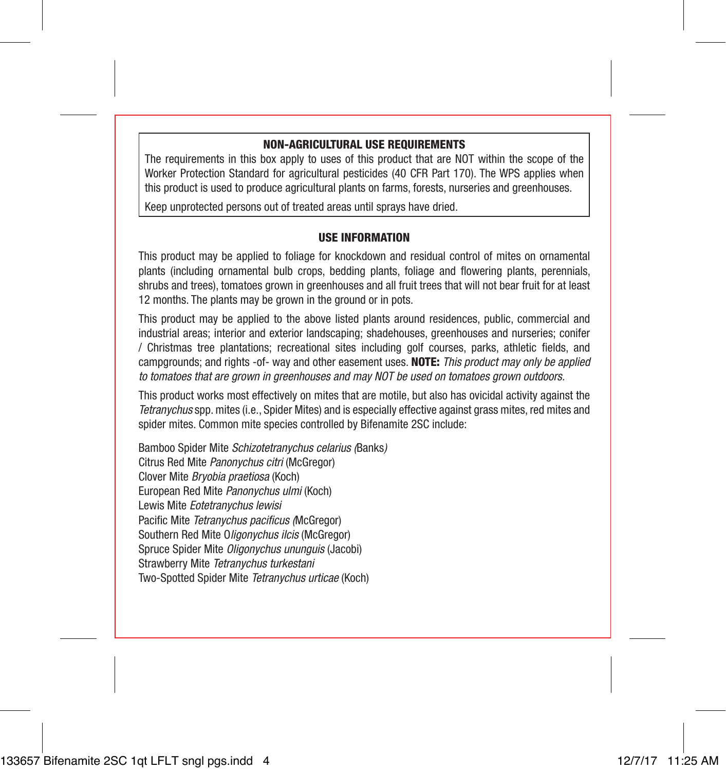## NON-AGRICULTURAL USE REQUIREMENTS

The requirements in this box apply to uses of this product that are NOT within the scope of the Worker Protection Standard for agricultural pesticides (40 CFR Part 170). The WPS applies when this product is used to produce agricultural plants on farms, forests, nurseries and greenhouses.

Keep unprotected persons out of treated areas until sprays have dried.

## USE INFORMATION

This product may be applied to foliage for knockdown and residual control of mites on ornamental plants (including ornamental bulb crops, bedding plants, foliage and flowering plants, perennials, shrubs and trees), tomatoes grown in greenhouses and all fruit trees that will not bear fruit for at least 12 months. The plants may be grown in the ground or in pots.

This product may be applied to the above listed plants around residences, public, commercial and industrial areas; interior and exterior landscaping; shadehouses, greenhouses and nurseries; conifer / Christmas tree plantations; recreational sites including golf courses, parks, athletic fields, and campgrounds; and rights -of- way and other easement uses. **NOTE:** *This product may only be applied to tomatoes that are grown in greenhouses and may NOT be used on tomatoes grown outdoors.*

This product works most effectively on mites that are motile, but also has ovicidal activity against the *Tetranychus* spp. mites (i.e., Spider Mites) and is especially effective against grass mites, red mites and spider mites. Common mite species controlled by Bifenamite 2SC include:

Bamboo Spider Mite *Schizotetranychus celarius* (Banks)
Citrus Red Mite *Panonychus citri* (McGregor)
Clover Mite *Bryobia praetiosa* (Koch)
European Red Mite *Panonychus ulmi* (Koch)
Lewis Mite *Eotetranychus lewisi*
Pacific Mite *Tetranychus pacificus* (McGregor)
Southern Red Mite *Oligonychus ilcis* (McGregor)
Spruce Spider Mite *Oligonychus ununguis* (Jacobi)
Strawberry Mite *Tetranychus turkestani*
Two-Spotted Spider Mite *Tetranychus urticae* (Koch)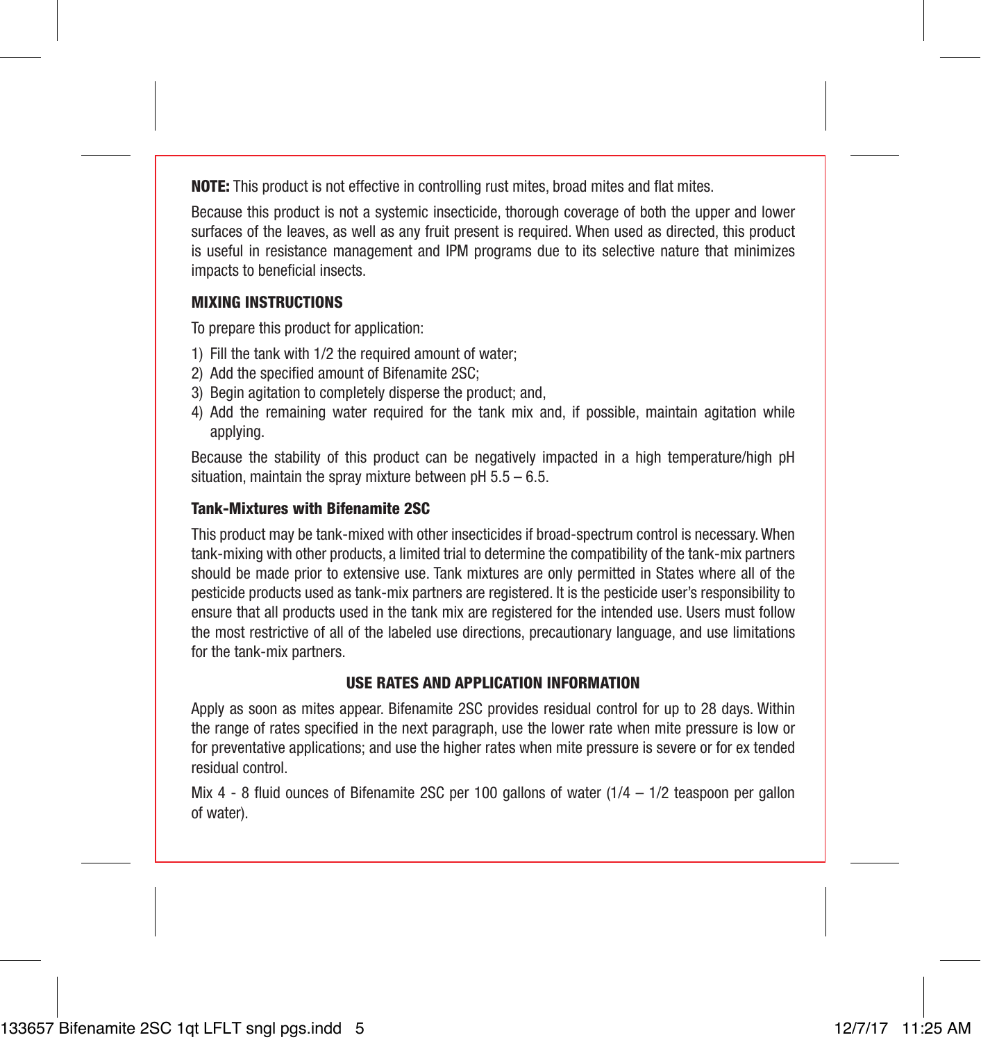**NOTE:** This product is not effective in controlling rust mites, broad mites and flat mites.

Because this product is not a systemic insecticide, thorough coverage of both the upper and lower surfaces of the leaves, as well as any fruit present is required. When used as directed, this product is useful in resistance management and IPM programs due to its selective nature that minimizes impacts to beneficial insects.

### MIXING INSTRUCTIONS

To prepare this product for application:

1) Fill the tank with 1/2 the required amount of water;
2) Add the specified amount of Bifenamite 2SC;
3) Begin agitation to completely disperse the product; and,
4) Add the remaining water required for the tank mix and, if possible, maintain agitation while applying.

Because the stability of this product can be negatively impacted in a high temperature/high pH situation, maintain the spray mixture between pH 5.5 – 6.5.

#### Tank-Mixtures with Bifenamite 2SC

This product may be tank-mixed with other insecticides if broad-spectrum control is necessary. When tank-mixing with other products, a limited trial to determine the compatibility of the tank-mix partners should be made prior to extensive use. Tank mixtures are only permitted in States where all of the pesticide products used as tank-mix partners are registered. It is the pesticide user's responsibility to ensure that all products used in the tank mix are registered for the intended use. Users must follow the most restrictive of all of the labeled use directions, precautionary language, and use limitations for the tank-mix partners.

### USE RATES AND APPLICATION INFORMATION

Apply as soon as mites appear. Bifenamite 2SC provides residual control for up to 28 days. Within the range of rates specified in the next paragraph, use the lower rate when mite pressure is low or for preventative applications; and use the higher rates when mite pressure is severe or for ex tended residual control.

Mix 4 - 8 fluid ounces of Bifenamite 2SC per 100 gallons of water (1/4 – 1/2 teaspoon per gallon of water).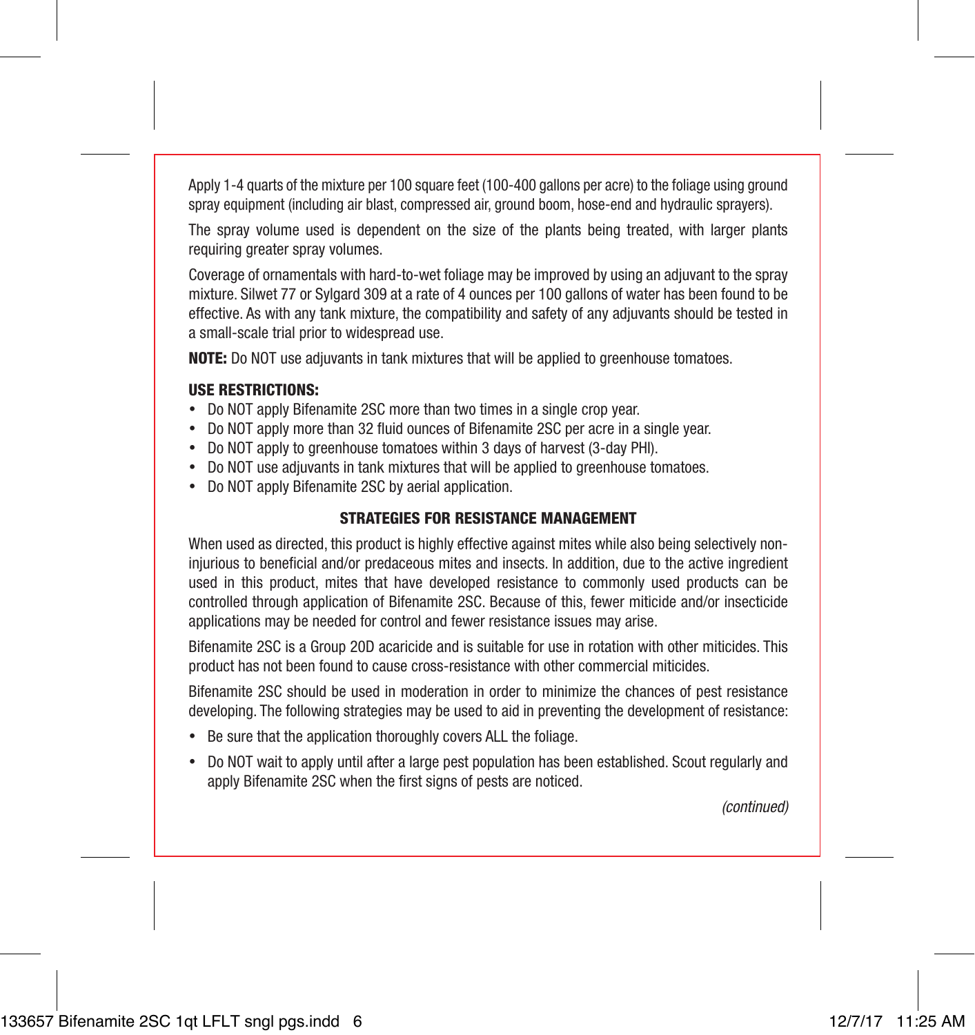Apply 1-4 quarts of the mixture per 100 square feet (100-400 gallons per acre) to the foliage using ground spray equipment (including air blast, compressed air, ground boom, hose-end and hydraulic sprayers).

The spray volume used is dependent on the size of the plants being treated, with larger plants requiring greater spray volumes.

Coverage of ornamentals with hard-to-wet foliage may be improved by using an adjuvant to the spray mixture. Silwet 77 or Sylgard 309 at a rate of 4 ounces per 100 gallons of water has been found to be effective. As with any tank mixture, the compatibility and safety of any adjuvants should be tested in a small-scale trial prior to widespread use.

**NOTE:** Do NOT use adjuvants in tank mixtures that will be applied to greenhouse tomatoes.

**USE RESTRICTIONS:**

- Do NOT apply Bifenamite 2SC more than two times in a single crop year.
- Do NOT apply more than 32 fluid ounces of Bifenamite 2SC per acre in a single year.
- Do NOT apply to greenhouse tomatoes within 3 days of harvest (3-day PHI).
- Do NOT use adjuvants in tank mixtures that will be applied to greenhouse tomatoes.
- Do NOT apply Bifenamite 2SC by aerial application.

## STRATEGIES FOR RESISTANCE MANAGEMENT

When used as directed, this product is highly effective against mites while also being selectively non-injurious to beneficial and/or predaceous mites and insects. In addition, due to the active ingredient used in this product, mites that have developed resistance to commonly used products can be controlled through application of Bifenamite 2SC. Because of this, fewer miticide and/or insecticide applications may be needed for control and fewer resistance issues may arise.

Bifenamite 2SC is a Group 20D acaricide and is suitable for use in rotation with other miticides. This product has not been found to cause cross-resistance with other commercial miticides.

Bifenamite 2SC should be used in moderation in order to minimize the chances of pest resistance developing. The following strategies may be used to aid in preventing the development of resistance:

- Be sure that the application thoroughly covers ALL the foliage.
- Do NOT wait to apply until after a large pest population has been established. Scout regularly and apply Bifenamite 2SC when the first signs of pests are noticed.

*(continued)*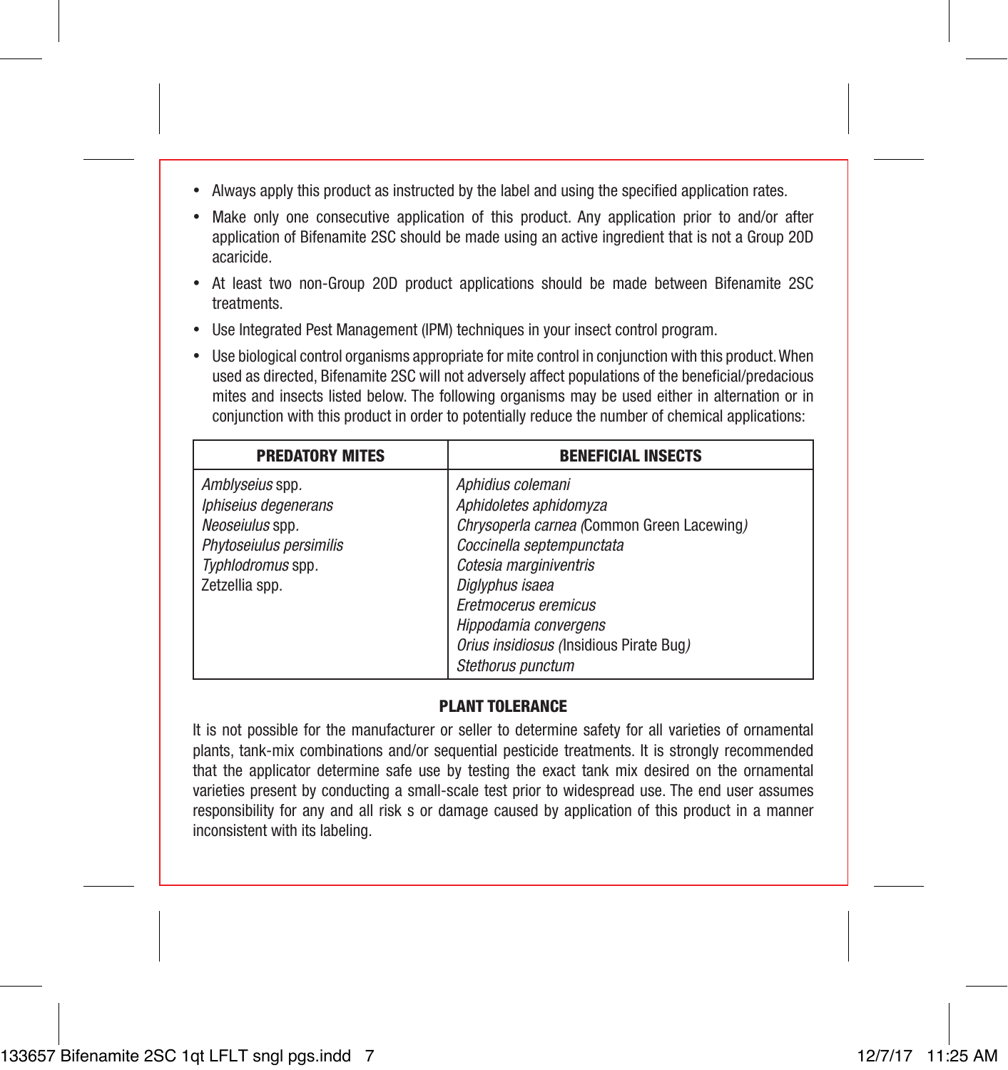- Always apply this product as instructed by the label and using the specified application rates.
- Make only one consecutive application of this product. Any application prior to and/or after application of Bifenamite 2SC should be made using an active ingredient that is not a Group 20D acaricide.
- At least two non-Group 20D product applications should be made between Bifenamite 2SC treatments.
- Use Integrated Pest Management (IPM) techniques in your insect control program.
- Use biological control organisms appropriate for mite control in conjunction with this product. When used as directed, Bifenamite 2SC will not adversely affect populations of the beneficial/predacious mites and insects listed below. The following organisms may be used either in alternation or in conjunction with this product in order to potentially reduce the number of chemical applications:

| PREDATORY MITES | BENEFICIAL INSECTS |
|---|---|
| *Amblyseius* spp. | *Aphidius colemani* |
| *Iphiseius degenerans* | *Aphidoletes aphidomyza* |
| *Neoseiulus* spp. | *Chrysoperla carnea* (Common Green Lacewing) |
| *Phytoseiulus persimilis* | *Coccinella septempunctata* |
| *Typhlodromus* spp. | *Cotesia marginiventris* |
| Zetzellia spp. | *Diglyphus isaea* |
| | *Eretmocerus eremicus* |
| | *Hippodamia convergens* |
| | *Orius insidiosus* (Insidious Pirate Bug) |
| | *Stethorus punctum* |

### PLANT TOLERANCE

It is not possible for the manufacturer or seller to determine safety for all varieties of ornamental plants, tank-mix combinations and/or sequential pesticide treatments. It is strongly recommended that the applicator determine safe use by testing the exact tank mix desired on the ornamental varieties present by conducting a small-scale test prior to widespread use. The end user assumes responsibility for any and all risk s or damage caused by application of this product in a manner inconsistent with its labeling.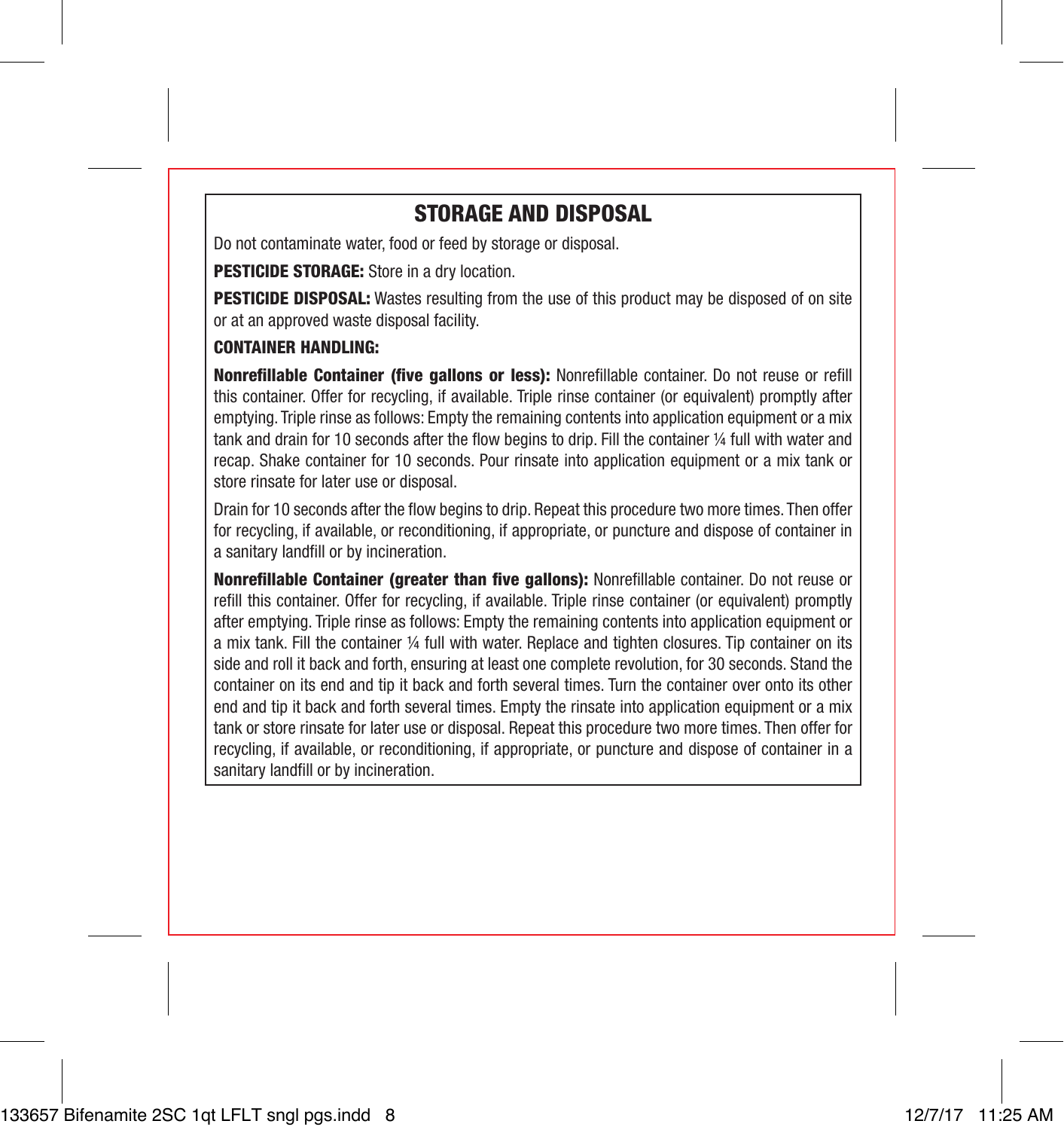## STORAGE AND DISPOSAL

Do not contaminate water, food or feed by storage or disposal.

**PESTICIDE STORAGE:** Store in a dry location.

**PESTICIDE DISPOSAL:** Wastes resulting from the use of this product may be disposed of on site or at an approved waste disposal facility.

**CONTAINER HANDLING:**

**Nonrefillable Container (five gallons or less):** Nonrefillable container. Do not reuse or refill this container. Offer for recycling, if available. Triple rinse container (or equivalent) promptly after emptying. Triple rinse as follows: Empty the remaining contents into application equipment or a mix tank and drain for 10 seconds after the flow begins to drip. Fill the container ¼ full with water and recap. Shake container for 10 seconds. Pour rinsate into application equipment or a mix tank or store rinsate for later use or disposal.

Drain for 10 seconds after the flow begins to drip. Repeat this procedure two more times. Then offer for recycling, if available, or reconditioning, if appropriate, or puncture and dispose of container in a sanitary landfill or by incineration.

**Nonrefillable Container (greater than five gallons):** Nonrefillable container. Do not reuse or refill this container. Offer for recycling, if available. Triple rinse container (or equivalent) promptly after emptying. Triple rinse as follows: Empty the remaining contents into application equipment or a mix tank. Fill the container ¼ full with water. Replace and tighten closures. Tip container on its side and roll it back and forth, ensuring at least one complete revolution, for 30 seconds. Stand the container on its end and tip it back and forth several times. Turn the container over onto its other end and tip it back and forth several times. Empty the rinsate into application equipment or a mix tank or store rinsate for later use or disposal. Repeat this procedure two more times. Then offer for recycling, if available, or reconditioning, if appropriate, or puncture and dispose of container in a sanitary landfill or by incineration.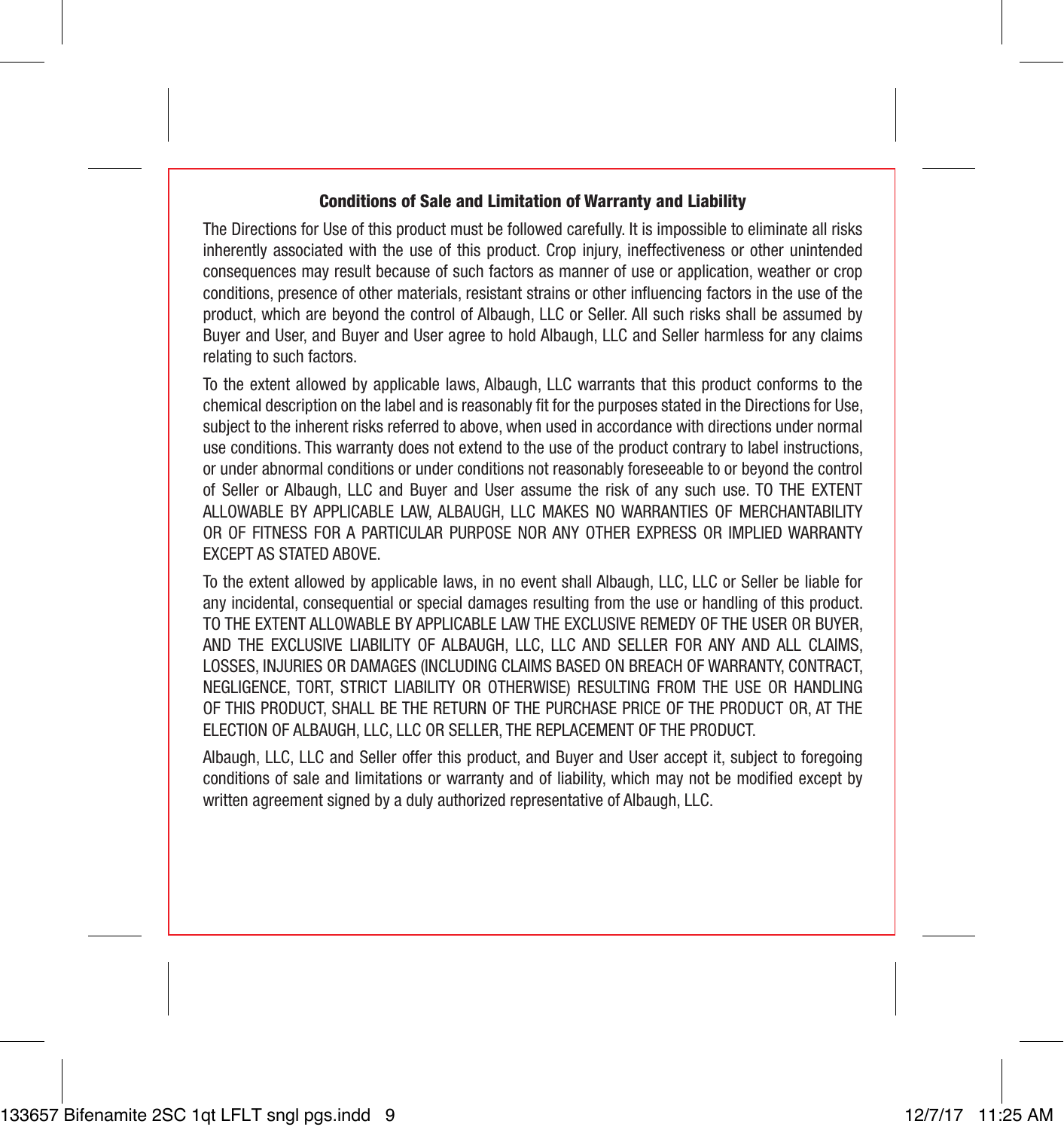## Conditions of Sale and Limitation of Warranty and Liability

The Directions for Use of this product must be followed carefully. It is impossible to eliminate all risks inherently associated with the use of this product. Crop injury, ineffectiveness or other unintended consequences may result because of such factors as manner of use or application, weather or crop conditions, presence of other materials, resistant strains or other influencing factors in the use of the product, which are beyond the control of Albaugh, LLC or Seller. All such risks shall be assumed by Buyer and User, and Buyer and User agree to hold Albaugh, LLC and Seller harmless for any claims relating to such factors.

To the extent allowed by applicable laws, Albaugh, LLC warrants that this product conforms to the chemical description on the label and is reasonably fit for the purposes stated in the Directions for Use, subject to the inherent risks referred to above, when used in accordance with directions under normal use conditions. This warranty does not extend to the use of the product contrary to label instructions, or under abnormal conditions or under conditions not reasonably foreseeable to or beyond the control of Seller or Albaugh, LLC and Buyer and User assume the risk of any such use. TO THE EXTENT ALLOWABLE BY APPLICABLE LAW, ALBAUGH, LLC MAKES NO WARRANTIES OF MERCHANTABILITY OR OF FITNESS FOR A PARTICULAR PURPOSE NOR ANY OTHER EXPRESS OR IMPLIED WARRANTY EXCEPT AS STATED ABOVE.

To the extent allowed by applicable laws, in no event shall Albaugh, LLC, LLC or Seller be liable for any incidental, consequential or special damages resulting from the use or handling of this product. TO THE EXTENT ALLOWABLE BY APPLICABLE LAW THE EXCLUSIVE REMEDY OF THE USER OR BUYER, AND THE EXCLUSIVE LIABILITY OF ALBAUGH, LLC, LLC AND SELLER FOR ANY AND ALL CLAIMS, LOSSES, INJURIES OR DAMAGES (INCLUDING CLAIMS BASED ON BREACH OF WARRANTY, CONTRACT, NEGLIGENCE, TORT, STRICT LIABILITY OR OTHERWISE) RESULTING FROM THE USE OR HANDLING OF THIS PRODUCT, SHALL BE THE RETURN OF THE PURCHASE PRICE OF THE PRODUCT OR, AT THE ELECTION OF ALBAUGH, LLC, LLC OR SELLER, THE REPLACEMENT OF THE PRODUCT.

Albaugh, LLC, LLC and Seller offer this product, and Buyer and User accept it, subject to foregoing conditions of sale and limitations or warranty and of liability, which may not be modified except by written agreement signed by a duly authorized representative of Albaugh, LLC.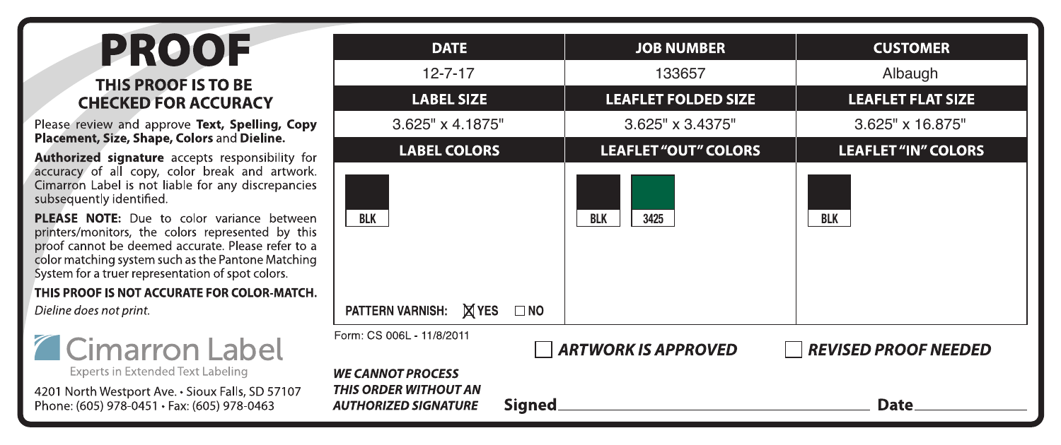# PROOF

## THIS PROOF IS TO BE CHECKED FOR ACCURACY

Please review and approve **Text, Spelling, Copy Placement, Size, Shape, Colors** and **Dieline.**

**Authorized signature** accepts responsibility for accuracy of all copy, color break and artwork. Cimarron Label is not liable for any discrepancies subsequently identified.

**PLEASE NOTE:** Due to color variance between printers/monitors, the colors represented by this proof cannot be deemed accurate. Please refer to a color matching system such as the Pantone Matching System for a truer representation of spot colors.

**THIS PROOF IS NOT ACCURATE FOR COLOR-MATCH.**

*Dieline does not print.*

Cimarron Label
Experts in Extended Text Labeling

4201 North Westport Ave. • Sioux Falls, SD 57107
Phone: (605) 978-0451 • Fax: (605) 978-0463

| DATE | JOB NUMBER | CUSTOMER |
|---|---|---|
| 12-7-17 | 133657 | Albaugh |
| **LABEL SIZE** | **LEAFLET FOLDED SIZE** | **LEAFLET FLAT SIZE** |
| 3.625" x 4.1875" | 3.625" x 3.4375" | 3.625" x 16.875" |
| **LABEL COLORS** | **LEAFLET "OUT" COLORS** | **LEAFLET "IN" COLORS** |
| BLK<br>PATTERN VARNISH: ☒ YES ☐ NO | BLK 3425 | BLK |

Form: CS 006L - 11/8/2011

☐ ***ARTWORK IS APPROVED*** ☐ ***REVISED PROOF NEEDED***

***WE CANNOT PROCESS THIS ORDER WITHOUT AN AUTHORIZED SIGNATURE*** **Signed**\_\_\_\_\_\_\_\_\_\_\_\_\_\_\_\_ **Date**\_\_\_\_\_\_\_\_